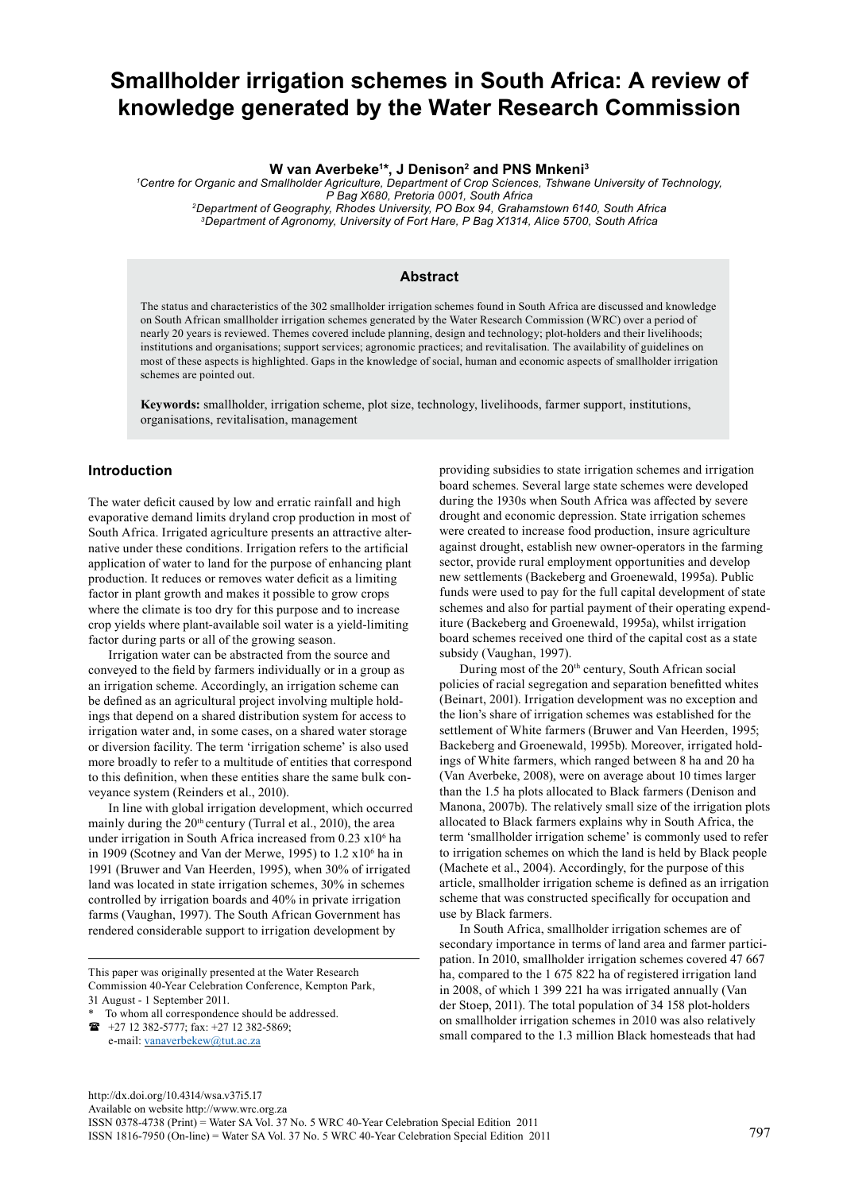# Smallholder irrigation schemes in South Africa: A review of knowledge generated by the Water Research Commission

**W van Averbeke[1]*, J Denison[2] and PNS Mnkeni[3]**

[1]*Centre for Organic and Smallholder Agriculture, Department of Crop Sciences, Tshwane University of Technology, P Bag X680, Pretoria 0001, South Africa*
[2]*Department of Geography, Rhodes University, PO Box 94, Grahamstown 6140, South Africa*
[3]*Department of Agronomy, University of Fort Hare, P Bag X1314, Alice 5700, South Africa*

## Abstract

The status and characteristics of the 302 smallholder irrigation schemes found in South Africa are discussed and knowledge on South African smallholder irrigation schemes generated by the Water Research Commission (WRC) over a period of nearly 20 years is reviewed. Themes covered include planning, design and technology; plot-holders and their livelihoods; institutions and organisations; support services; agronomic practices; and revitalisation. The availability of guidelines on most of these aspects is highlighted. Gaps in the knowledge of social, human and economic aspects of smallholder irrigation schemes are pointed out.

**Keywords:** smallholder, irrigation scheme, plot size, technology, livelihoods, farmer support, institutions, organisations, revitalisation, management

## Introduction

The water deficit caused by low and erratic rainfall and high evaporative demand limits dryland crop production in most of South Africa. Irrigated agriculture presents an attractive alternative under these conditions. Irrigation refers to the artificial application of water to land for the purpose of enhancing plant production. It reduces or removes water deficit as a limiting factor in plant growth and makes it possible to grow crops where the climate is too dry for this purpose and to increase crop yields where plant-available soil water is a yield-limiting factor during parts or all of the growing season.

Irrigation water can be abstracted from the source and conveyed to the field by farmers individually or in a group as an irrigation scheme. Accordingly, an irrigation scheme can be defined as an agricultural project involving multiple holdings that depend on a shared distribution system for access to irrigation water and, in some cases, on a shared water storage or diversion facility. The term 'irrigation scheme' is also used more broadly to refer to a multitude of entities that correspond to this definition, when these entities share the same bulk conveyance system (Reinders et al., 2010).

In line with global irrigation development, which occurred mainly during the 20th century (Turral et al., 2010), the area under irrigation in South Africa increased from 0.23 x$10^6$ ha in 1909 (Scotney and Van der Merwe, 1995) to 1.2 x$10^6$ ha in 1991 (Bruwer and Van Heerden, 1995), when 30% of irrigated land was located in state irrigation schemes, 30% in schemes controlled by irrigation boards and 40% in private irrigation farms (Vaughan, 1997). The South African Government has rendered considerable support to irrigation development by providing subsidies to state irrigation schemes and irrigation board schemes. Several large state schemes were developed during the 1930s when South Africa was affected by severe drought and economic depression. State irrigation schemes were created to increase food production, insure agriculture against drought, establish new owner-operators in the farming sector, provide rural employment opportunities and develop new settlements (Backeberg and Groenewald, 1995a). Public funds were used to pay for the full capital development of state schemes and also for partial payment of their operating expenditure (Backeberg and Groenewald, 1995a), whilst irrigation board schemes received one third of the capital cost as a state subsidy (Vaughan, 1997).

During most of the 20th century, South African social policies of racial segregation and separation benefitted whites (Beinart, 2001). Irrigation development was no exception and the lion's share of irrigation schemes was established for the settlement of White farmers (Bruwer and Van Heerden, 1995; Backeberg and Groenewald, 1995b). Moreover, irrigated holdings of White farmers, which ranged between 8 ha and 20 ha (Van Averbeke, 2008), were on average about 10 times larger than the 1.5 ha plots allocated to Black farmers (Denison and Manona, 2007b). The relatively small size of the irrigation plots allocated to Black farmers explains why in South Africa, the term 'smallholder irrigation scheme' is commonly used to refer to irrigation schemes on which the land is held by Black people (Machete et al., 2004). Accordingly, for the purpose of this article, smallholder irrigation scheme is defined as an irrigation scheme that was constructed specifically for occupation and use by Black farmers.

In South Africa, smallholder irrigation schemes are of secondary importance in terms of land area and farmer participation. In 2010, smallholder irrigation schemes covered 47 667 ha, compared to the 1 675 822 ha of registered irrigation land in 2008, of which 1 399 221 ha was irrigated annually (Van der Stoep, 2011). The total population of 34 158 plot-holders on smallholder irrigation schemes in 2010 was also relatively small compared to the 1.3 million Black homesteads that had

---

This paper was originally presented at the Water Research Commission 40-Year Celebration Conference, Kempton Park, 31 August - 1 September 2011.

\* To whom all correspondence should be addressed.
☎ +27 12 382-5777; fax: +27 12 382-5869;
e-mail: vanaverbekew@tut.ac.za

http://dx.doi.org/10.4314/wsa.v37i5.17
Available on website http://www.wrc.org.za
ISSN 0378-4738 (Print) = Water SA Vol. 37 No. 5 WRC 40-Year Celebration Special Edition 2011
ISSN 1816-7950 (On-line) = Water SA Vol. 37 No. 5 WRC 40-Year Celebration Special Edition 2011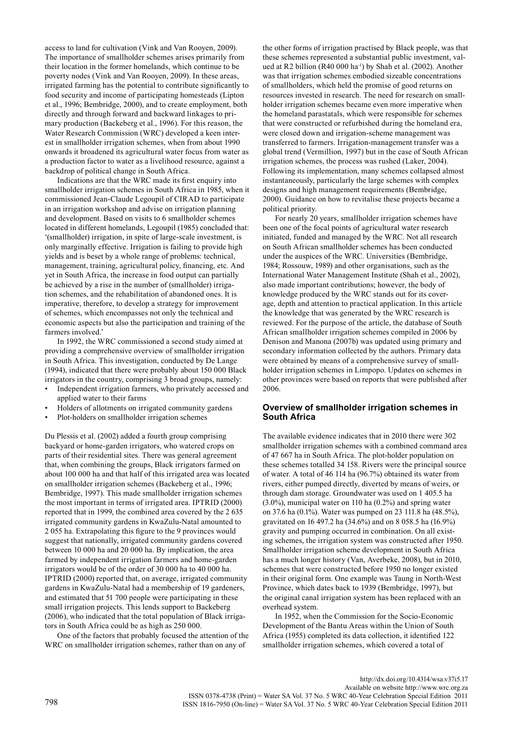access to land for cultivation (Vink and Van Rooyen, 2009). The importance of smallholder schemes arises primarily from their location in the former homelands, which continue to be poverty nodes (Vink and Van Rooyen, 2009). In these areas, irrigated farming has the potential to contribute significantly to food security and income of participating homesteads (Lipton et al., 1996; Bembridge, 2000), and to create employment, both directly and through forward and backward linkages to primary production (Backeberg et al., 1996). For this reason, the Water Research Commission (WRC) developed a keen interest in smallholder irrigation schemes, when from about 1990 onwards it broadened its agricultural water focus from water as a production factor to water as a livelihood resource, against a backdrop of political change in South Africa.

Indications are that the WRC made its first enquiry into smallholder irrigation schemes in South Africa in 1985, when it commissioned Jean-Claude Legoupil of CIRAD to participate in an irrigation workshop and advise on irrigation planning and development. Based on visits to 6 smallholder schemes located in different homelands, Legoupil (1985) concluded that: '(smallholder) irrigation, in spite of large-scale investment, is only marginally effective. Irrigation is failing to provide high yields and is beset by a whole range of problems: technical, management, training, agricultural policy, financing, etc. And yet in South Africa, the increase in food output can partially be achieved by a rise in the number of (smallholder) irrigation schemes, and the rehabilitation of abandoned ones. It is imperative, therefore, to develop a strategy for improvement of schemes, which encompasses not only the technical and economic aspects but also the participation and training of the farmers involved.'

In 1992, the WRC commissioned a second study aimed at providing a comprehensive overview of smallholder irrigation in South Africa. This investigation, conducted by De Lange (1994), indicated that there were probably about 150 000 Black irrigators in the country, comprising 3 broad groups, namely:

- Independent irrigation farmers, who privately accessed and applied water to their farms
- Holders of allotments on irrigated community gardens
- Plot-holders on smallholder irrigation schemes

Du Plessis et al. (2002) added a fourth group comprising backyard or home-garden irrigators, who watered crops on parts of their residential sites. There was general agreement that, when combining the groups, Black irrigators farmed on about 100 000 ha and that half of this irrigated area was located on smallholder irrigation schemes (Backeberg et al., 1996; Bembridge, 1997). This made smallholder irrigation schemes the most important in terms of irrigated area. IPTRID (2000) reported that in 1999, the combined area covered by the 2 635 irrigated community gardens in KwaZulu-Natal amounted to 2 055 ha. Extrapolating this figure to the 9 provinces would suggest that nationally, irrigated community gardens covered between 10 000 ha and 20 000 ha. By implication, the area farmed by independent irrigation farmers and home-garden irrigators would be of the order of 30 000 ha to 40 000 ha. IPTRID (2000) reported that, on average, irrigated community gardens in KwaZulu-Natal had a membership of 19 gardeners, and estimated that 51 700 people were participating in these small irrigation projects. This lends support to Backeberg (2006), who indicated that the total population of Black irrigators in South Africa could be as high as 250 000.

One of the factors that probably focused the attention of the WRC on smallholder irrigation schemes, rather than on any of the other forms of irrigation practised by Black people, was that these schemes represented a substantial public investment, valued at R2 billion (R40 000 ha$^{-1}$) by Shah et al. (2002). Another was that irrigation schemes embodied sizeable concentrations of smallholders, which held the promise of good returns on resources invested in research. The need for research on smallholder irrigation schemes became even more imperative when the homeland parastatals, which were responsible for schemes that were constructed or refurbished during the homeland era, were closed down and irrigation-scheme management was transferred to farmers. Irrigation-management transfer was a global trend (Vermillion, 1997) but in the case of South African irrigation schemes, the process was rushed (Laker, 2004). Following its implementation, many schemes collapsed almost instantaneously, particularly the large schemes with complex designs and high management requirements (Bembridge, 2000). Guidance on how to revitalise these projects became a political priority.

For nearly 20 years, smallholder irrigation schemes have been one of the focal points of agricultural water research initiated, funded and managed by the WRC. Not all research on South African smallholder schemes has been conducted under the auspices of the WRC. Universities (Bembridge, 1984; Rossouw, 1989) and other organisations, such as the International Water Management Institute (Shah et al., 2002), also made important contributions; however, the body of knowledge produced by the WRC stands out for its coverage, depth and attention to practical application. In this article the knowledge that was generated by the WRC research is reviewed. For the purpose of the article, the database of South African smallholder irrigation schemes compiled in 2006 by Denison and Manona (2007b) was updated using primary and secondary information collected by the authors. Primary data were obtained by means of a comprehensive survey of smallholder irrigation schemes in Limpopo. Updates on schemes in other provinces were based on reports that were published after 2006.

## Overview of smallholder irrigation schemes in South Africa

The available evidence indicates that in 2010 there were 302 smallholder irrigation schemes with a combined command area of 47 667 ha in South Africa. The plot-holder population on these schemes totalled 34 158. Rivers were the principal source of water. A total of 46 114 ha (96.7%) obtained its water from rivers, either pumped directly, diverted by means of weirs, or through dam storage. Groundwater was used on 1 405.5 ha (3.0%), municipal water on 110 ha (0.2%) and spring water on 37.6 ha (0.1%). Water was pumped on 23 111.8 ha (48.5%), gravitated on 16 497.2 ha (34.6%) and on 8 058.5 ha (16.9%) gravity and pumping occurred in combination. On all existing schemes, the irrigation system was constructed after 1950. Smallholder irrigation scheme development in South Africa has a much longer history (Van, Averbeke, 2008), but in 2010, schemes that were constructed before 1950 no longer existed in their original form. One example was Taung in North-West Province, which dates back to 1939 (Bembridge, 1997), but the original canal irrigation system has been replaced with an overhead system.

In 1952, when the Commission for the Socio-Economic Development of the Bantu Areas within the Union of South Africa (1955) completed its data collection, it identified 122 smallholder irrigation schemes, which covered a total of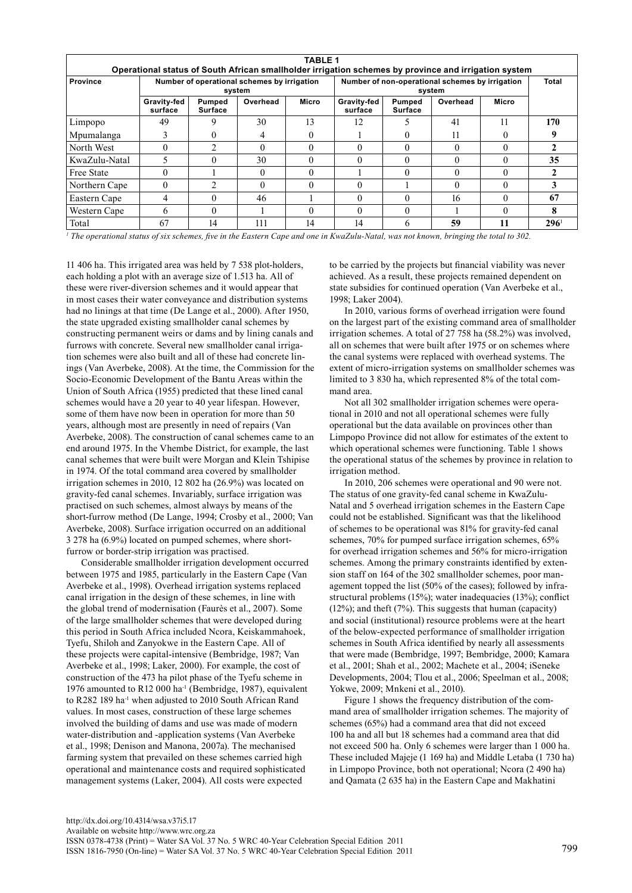**TABLE 1**
**Operational status of South African smallholder irrigation schemes by province and irrigation system**

| Province | Number of operational schemes by irrigation system | | | | Number of non-operational schemes by irrigation system | | | | Total |
|---|---|---|---|---|---|---|---|---|---|
| | Gravity-fed surface | Pumped Surface | Overhead | Micro | Gravity-fed surface | Pumped Surface | Overhead | Micro | |
| Limpopo | 49 | 9 | 30 | 13 | 12 | 5 | 41 | 11 | **170** |
| Mpumalanga | 3 | 0 | 4 | 0 | 1 | 0 | 11 | 0 | **9** |
| North West | 0 | 2 | 0 | 0 | 0 | 0 | 0 | 0 | **2** |
| KwaZulu-Natal | 5 | 0 | 30 | 0 | 0 | 0 | 0 | 0 | **35** |
| Free State | 0 | 1 | 0 | 0 | 1 | 0 | 0 | 0 | **2** |
| Northern Cape | 0 | 2 | 0 | 0 | 0 | 1 | 0 | 0 | **3** |
| Eastern Cape | 4 | 0 | 46 | 1 | 0 | 0 | 16 | 0 | **67** |
| Western Cape | 6 | 0 | 1 | 0 | 0 | 0 | 1 | 0 | **8** |
| Total | 67 | 14 | 111 | 14 | 14 | 6 | 59 | 11 | **296**[1] |

[1] *The operational status of six schemes, five in the Eastern Cape and one in KwaZulu-Natal, was not known, bringing the total to 302.*

11 406 ha. This irrigated area was held by 7 538 plot-holders, each holding a plot with an average size of 1.513 ha. All of these were river-diversion schemes and it would appear that in most cases their water conveyance and distribution systems had no linings at that time (De Lange et al., 2000). After 1950, the state upgraded existing smallholder canal schemes by constructing permanent weirs or dams and by lining canals and furrows with concrete. Several new smallholder canal irrigation schemes were also built and all of these had concrete linings (Van Averbeke, 2008). At the time, the Commission for the Socio-Economic Development of the Bantu Areas within the Union of South Africa (1955) predicted that these lined canal schemes would have a 20 year to 40 year lifespan. However, some of them have now been in operation for more than 50 years, although most are presently in need of repairs (Van Averbeke, 2008). The construction of canal schemes came to an end around 1975. In the Vhembe District, for example, the last canal schemes that were built were Morgan and Klein Tshipise in 1974. Of the total command area covered by smallholder irrigation schemes in 2010, 12 802 ha (26.9%) was located on gravity-fed canal schemes. Invariably, surface irrigation was practised on such schemes, almost always by means of the short-furrow method (De Lange, 1994; Crosby et al., 2000; Van Averbeke, 2008). Surface irrigation occurred on an additional 3 278 ha (6.9%) located on pumped schemes, where short-furrow or border-strip irrigation was practised.

Considerable smallholder irrigation development occurred between 1975 and 1985, particularly in the Eastern Cape (Van Averbeke et al., 1998). Overhead irrigation systems replaced canal irrigation in the design of these schemes, in line with the global trend of modernisation (Faurès et al., 2007). Some of the large smallholder schemes that were developed during this period in South Africa included Ncora, Keiskammahoek, Tyefu, Shiloh and Zanyokwe in the Eastern Cape. All of these projects were capital-intensive (Bembridge, 1987; Van Averbeke et al., 1998; Laker, 2000). For example, the cost of construction of the 473 ha pilot phase of the Tyefu scheme in 1976 amounted to R12 000 ha$^{-1}$ (Bembridge, 1987), equivalent to R282 189 ha$^{-1}$ when adjusted to 2010 South African Rand values. In most cases, construction of these large schemes involved the building of dams and use was made of modern water-distribution and -application systems (Van Averbeke et al., 1998; Denison and Manona, 2007a). The mechanised farming system that prevailed on these schemes carried high operational and maintenance costs and required sophisticated management systems (Laker, 2004). All costs were expected to be carried by the projects but financial viability was never achieved. As a result, these projects remained dependent on state subsidies for continued operation (Van Averbeke et al., 1998; Laker 2004).

In 2010, various forms of overhead irrigation were found on the largest part of the existing command area of smallholder irrigation schemes. A total of 27 758 ha (58.2%) was involved, all on schemes that were built after 1975 or on schemes where the canal systems were replaced with overhead systems. The extent of micro-irrigation systems on smallholder schemes was limited to 3 830 ha, which represented 8% of the total command area.

Not all 302 smallholder irrigation schemes were operational in 2010 and not all operational schemes were fully operational but the data available on provinces other than Limpopo Province did not allow for estimates of the extent to which operational schemes were functioning. Table 1 shows the operational status of the schemes by province in relation to irrigation method.

In 2010, 206 schemes were operational and 90 were not. The status of one gravity-fed canal scheme in KwaZulu-Natal and 5 overhead irrigation schemes in the Eastern Cape could not be established. Significant was that the likelihood of schemes to be operational was 81% for gravity-fed canal schemes, 70% for pumped surface irrigation schemes, 65% for overhead irrigation schemes and 56% for micro-irrigation schemes. Among the primary constraints identified by extension staff on 164 of the 302 smallholder schemes, poor management topped the list (50% of the cases); followed by infrastructural problems (15%); water inadequacies (13%); conflict (12%); and theft (7%). This suggests that human (capacity) and social (institutional) resource problems were at the heart of the below-expected performance of smallholder irrigation schemes in South Africa identified by nearly all assessments that were made (Bembridge, 1997; Bembridge, 2000; Kamara et al., 2001; Shah et al., 2002; Machete et al., 2004; iSeneke Developments, 2004; Tlou et al., 2006; Speelman et al., 2008; Yokwe, 2009; Mnkeni et al., 2010).

Figure 1 shows the frequency distribution of the command area of smallholder irrigation schemes. The majority of schemes (65%) had a command area that did not exceed 100 ha and all but 18 schemes had a command area that did not exceed 500 ha. Only 6 schemes were larger than 1 000 ha. These included Majeje (1 169 ha) and Middle Letaba (1 730 ha) in Limpopo Province, both not operational; Ncora (2 490 ha) and Qamata (2 635 ha) in the Eastern Cape and Makhatini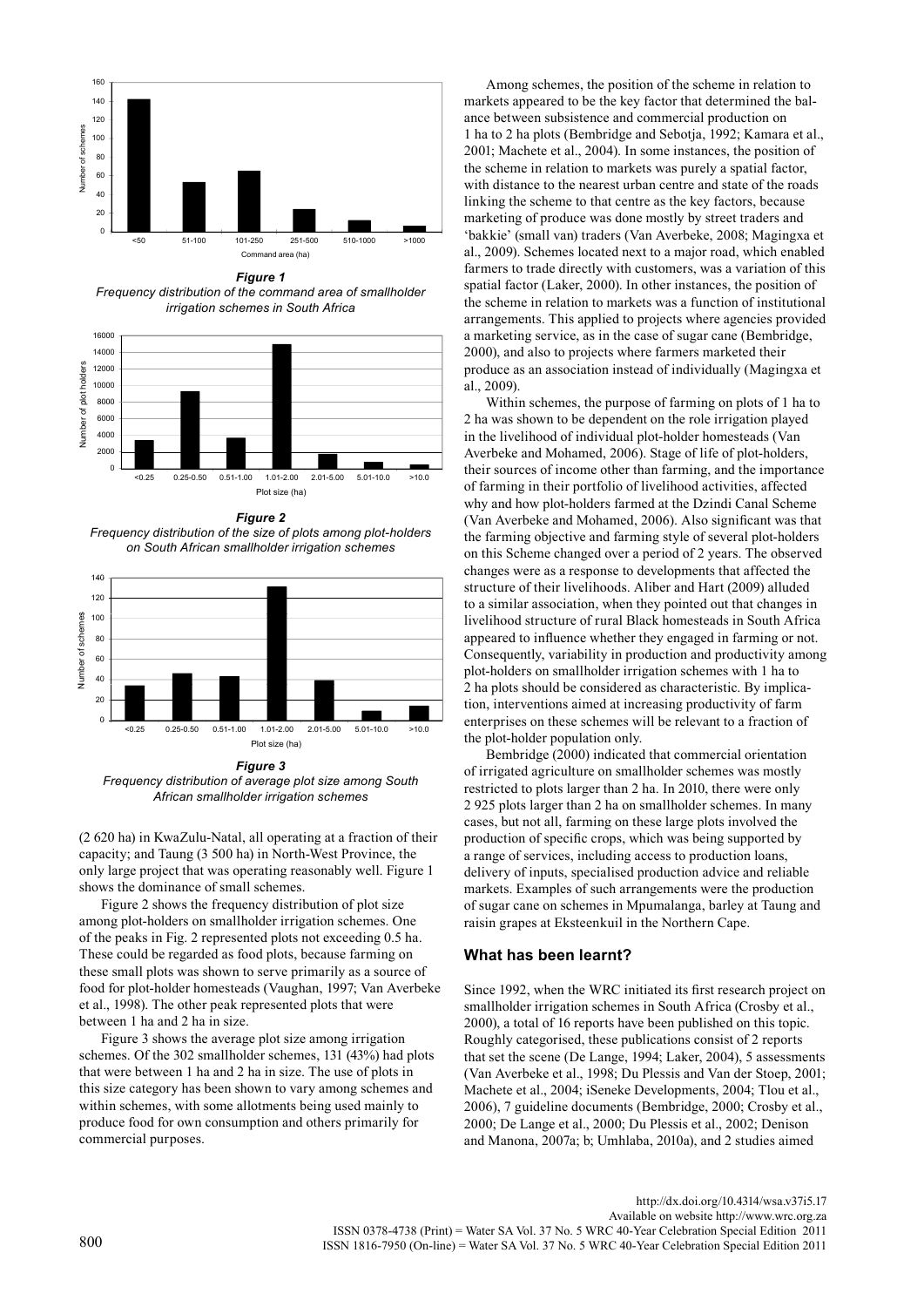160
140
120
100
80
60
40
20
0
Number of schemes
<50
51-100
101-250
251-500
510-1000
>1000
Command area (ha)

***Figure 1***
*Frequency distribution of the command area of smallholder irrigation schemes in South Africa*

16000
14000
12000
10000
8000
6000
4000
2000
0
Number of plot holders
<0.25
0.25-0.50
0.51-1.00
1.01-2.00
2.01-5.00
5.01-10.0
>10.0
Plot size (ha)

***Figure 2***
*Frequency distribution of the size of plots among plot-holders on South African smallholder irrigation schemes*

140
120
100
80
60
40
20
0
Number of schemes
<0.25
0.25-0.50
0.51-1.00
1.01-2.00
2.01-5.00
5.01-10.0
>10.0
Plot size (ha)

***Figure 3***
*Frequency distribution of average plot size among South African smallholder irrigation schemes*

(2 620 ha) in KwaZulu-Natal, all operating at a fraction of their capacity; and Taung (3 500 ha) in North-West Province, the only large project that was operating reasonably well. Figure 1 shows the dominance of small schemes.

Figure 2 shows the frequency distribution of plot size among plot-holders on smallholder irrigation schemes. One of the peaks in Fig. 2 represented plots not exceeding 0.5 ha. These could be regarded as food plots, because farming on these small plots was shown to serve primarily as a source of food for plot-holder homesteads (Vaughan, 1997; Van Averbeke et al., 1998). The other peak represented plots that were between 1 ha and 2 ha in size.

Figure 3 shows the average plot size among irrigation schemes. Of the 302 smallholder schemes, 131 (43%) had plots that were between 1 ha and 2 ha in size. The use of plots in this size category has been shown to vary among schemes and within schemes, with some allotments being used mainly to produce food for own consumption and others primarily for commercial purposes.

Among schemes, the position of the scheme in relation to markets appeared to be the key factor that determined the balance between subsistence and commercial production on 1 ha to 2 ha plots (Bembridge and Sebotja, 1992; Kamara et al., 2001; Machete et al., 2004). In some instances, the position of the scheme in relation to markets was purely a spatial factor, with distance to the nearest urban centre and state of the roads linking the scheme to that centre as the key factors, because marketing of produce was done mostly by street traders and 'bakkie' (small van) traders (Van Averbeke, 2008; Magingxa et al., 2009). Schemes located next to a major road, which enabled farmers to trade directly with customers, was a variation of this spatial factor (Laker, 2000). In other instances, the position of the scheme in relation to markets was a function of institutional arrangements. This applied to projects where agencies provided a marketing service, as in the case of sugar cane (Bembridge, 2000), and also to projects where farmers marketed their produce as an association instead of individually (Magingxa et al., 2009).

Within schemes, the purpose of farming on plots of 1 ha to 2 ha was shown to be dependent on the role irrigation played in the livelihood of individual plot-holder homesteads (Van Averbeke and Mohamed, 2006). Stage of life of plot-holders, their sources of income other than farming, and the importance of farming in their portfolio of livelihood activities, affected why and how plot-holders farmed at the Dzindi Canal Scheme (Van Averbeke and Mohamed, 2006). Also significant was that the farming objective and farming style of several plot-holders on this Scheme changed over a period of 2 years. The observed changes were as a response to developments that affected the structure of their livelihoods. Aliber and Hart (2009) alluded to a similar association, when they pointed out that changes in livelihood structure of rural Black homesteads in South Africa appeared to influence whether they engaged in farming or not. Consequently, variability in production and productivity among plot-holders on smallholder irrigation schemes with 1 ha to 2 ha plots should be considered as characteristic. By implication, interventions aimed at increasing productivity of farm enterprises on these schemes will be relevant to a fraction of the plot-holder population only.

Bembridge (2000) indicated that commercial orientation of irrigated agriculture on smallholder schemes was mostly restricted to plots larger than 2 ha. In 2010, there were only 2 925 plots larger than 2 ha on smallholder schemes. In many cases, but not all, farming on these large plots involved the production of specific crops, which was being supported by a range of services, including access to production loans, delivery of inputs, specialised production advice and reliable markets. Examples of such arrangements were the production of sugar cane on schemes in Mpumalanga, barley at Taung and raisin grapes at Eksteenkuil in the Northern Cape.

## What has been learnt?

Since 1992, when the WRC initiated its first research project on smallholder irrigation schemes in South Africa (Crosby et al., 2000), a total of 16 reports have been published on this topic. Roughly categorised, these publications consist of 2 reports that set the scene (De Lange, 1994; Laker, 2004), 5 assessments (Van Averbeke et al., 1998; Du Plessis and Van der Stoep, 2001; Machete et al., 2004; iSeneke Developments, 2004; Tlou et al., 2006), 7 guideline documents (Bembridge, 2000; Crosby et al., 2000; De Lange et al., 2000; Du Plessis et al., 2002; Denison and Manona, 2007a; b; Umhlaba, 2010a), and 2 studies aimed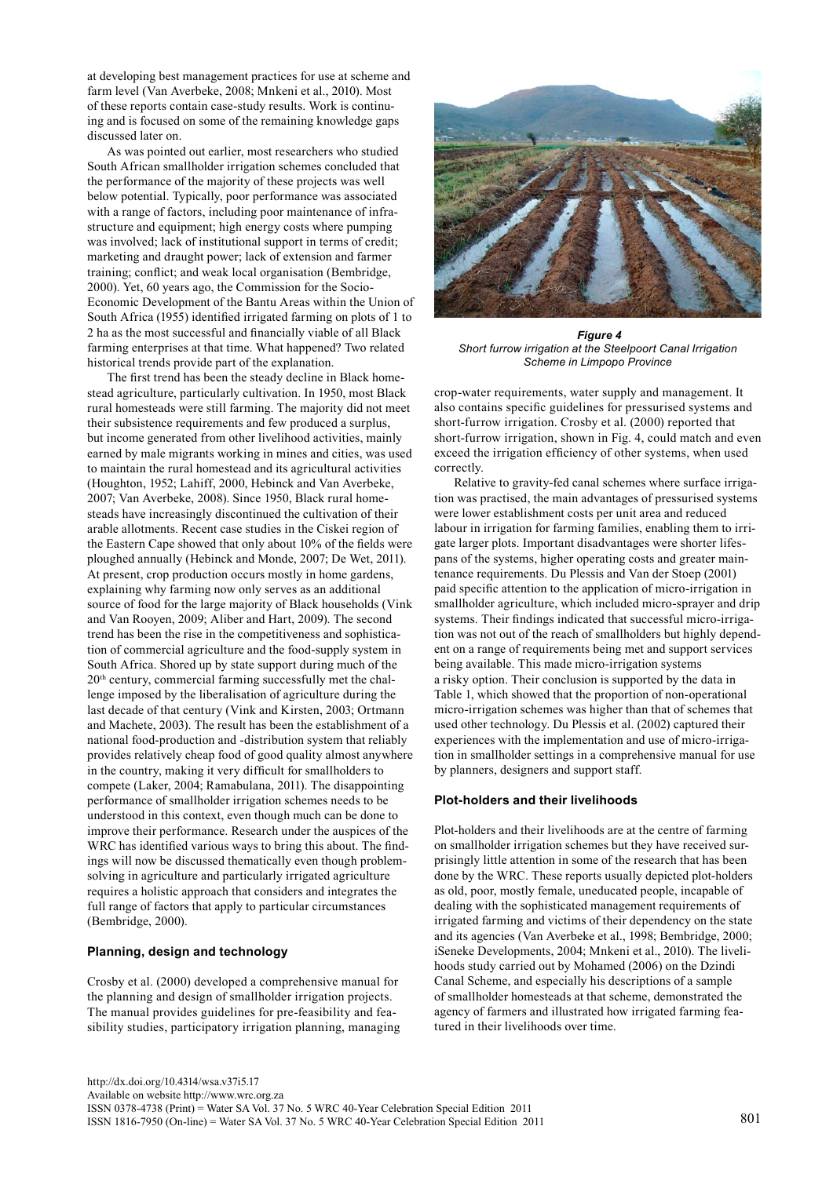at developing best management practices for use at scheme and farm level (Van Averbeke, 2008; Mnkeni et al., 2010). Most of these reports contain case-study results. Work is continuing and is focused on some of the remaining knowledge gaps discussed later on.

As was pointed out earlier, most researchers who studied South African smallholder irrigation schemes concluded that the performance of the majority of these projects was well below potential. Typically, poor performance was associated with a range of factors, including poor maintenance of infrastructure and equipment; high energy costs where pumping was involved; lack of institutional support in terms of credit; marketing and draught power; lack of extension and farmer training; conflict; and weak local organisation (Bembridge, 2000). Yet, 60 years ago, the Commission for the Socio-Economic Development of the Bantu Areas within the Union of South Africa (1955) identified irrigated farming on plots of 1 to 2 ha as the most successful and financially viable of all Black farming enterprises at that time. What happened? Two related historical trends provide part of the explanation.

The first trend has been the steady decline in Black homestead agriculture, particularly cultivation. In 1950, most Black rural homesteads were still farming. The majority did not meet their subsistence requirements and few produced a surplus, but income generated from other livelihood activities, mainly earned by male migrants working in mines and cities, was used to maintain the rural homestead and its agricultural activities (Houghton, 1952; Lahiff, 2000, Hebinck and Van Averbeke, 2007; Van Averbeke, 2008). Since 1950, Black rural homesteads have increasingly discontinued the cultivation of their arable allotments. Recent case studies in the Ciskei region of the Eastern Cape showed that only about 10% of the fields were ploughed annually (Hebinck and Monde, 2007; De Wet, 2011). At present, crop production occurs mostly in home gardens, explaining why farming now only serves as an additional source of food for the large majority of Black households (Vink and Van Rooyen, 2009; Aliber and Hart, 2009). The second trend has been the rise in the competitiveness and sophistication of commercial agriculture and the food-supply system in South Africa. Shored up by state support during much of the 20th century, commercial farming successfully met the challenge imposed by the liberalisation of agriculture during the last decade of that century (Vink and Kirsten, 2003; Ortmann and Machete, 2003). The result has been the establishment of a national food-production and -distribution system that reliably provides relatively cheap food of good quality almost anywhere in the country, making it very difficult for smallholders to compete (Laker, 2004; Ramabulana, 2011). The disappointing performance of smallholder irrigation schemes needs to be understood in this context, even though much can be done to improve their performance. Research under the auspices of the WRC has identified various ways to bring this about. The findings will now be discussed thematically even though problem-solving in agriculture and particularly irrigated agriculture requires a holistic approach that considers and integrates the full range of factors that apply to particular circumstances (Bembridge, 2000).

### Planning, design and technology

Crosby et al. (2000) developed a comprehensive manual for the planning and design of smallholder irrigation projects. The manual provides guidelines for pre-feasibility and feasibility studies, participatory irrigation planning, managing crop-water requirements, water supply and management. It also contains specific guidelines for pressurised systems and short-furrow irrigation. Crosby et al. (2000) reported that short-furrow irrigation, shown in Fig. 4, could match and even exceed the irrigation efficiency of other systems, when used correctly.

***Figure 4***
*Short furrow irrigation at the Steelpoort Canal Irrigation Scheme in Limpopo Province*

Relative to gravity-fed canal schemes where surface irrigation was practised, the main advantages of pressurised systems were lower establishment costs per unit area and reduced labour in irrigation for farming families, enabling them to irrigate larger plots. Important disadvantages were shorter lifespans of the systems, higher operating costs and greater maintenance requirements. Du Plessis and Van der Stoep (2001) paid specific attention to the application of micro-irrigation in smallholder agriculture, which included micro-sprayer and drip systems. Their findings indicated that successful micro-irrigation was not out of the reach of smallholders but highly dependent on a range of requirements being met and support services being available. This made micro-irrigation systems a risky option. Their conclusion is supported by the data in Table 1, which showed that the proportion of non-operational micro-irrigation schemes was higher than that of schemes that used other technology. Du Plessis et al. (2002) captured their experiences with the implementation and use of micro-irrigation in smallholder settings in a comprehensive manual for use by planners, designers and support staff.

### Plot-holders and their livelihoods

Plot-holders and their livelihoods are at the centre of farming on smallholder irrigation schemes but they have received surprisingly little attention in some of the research that has been done by the WRC. These reports usually depicted plot-holders as old, poor, mostly female, uneducated people, incapable of dealing with the sophisticated management requirements of irrigated farming and victims of their dependency on the state and its agencies (Van Averbeke et al., 1998; Bembridge, 2000; iSeneke Developments, 2004; Mnkeni et al., 2010). The livelihoods study carried out by Mohamed (2006) on the Dzindi Canal Scheme, and especially his descriptions of a sample of smallholder homesteads at that scheme, demonstrated the agency of farmers and illustrated how irrigated farming featured in their livelihoods over time.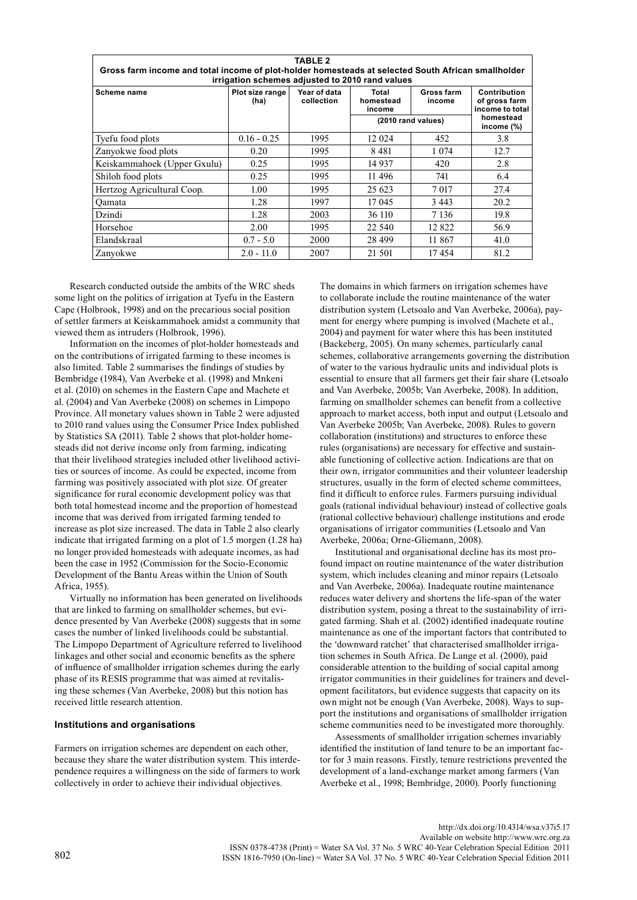**TABLE 2**
**Gross farm income and total income of plot-holder homesteads at selected South African smallholder irrigation schemes adjusted to 2010 rand values**

| Scheme name | Plot size range (ha) | Year of data collection | Total homestead income | Gross farm income | Contribution of gross farm income to total homestead income (%) |
|---|---|---|---|---|---|
| | | | (2010 rand values) | | |
| Tyefu food plots | 0.16 - 0.25 | 1995 | 12 024 | 452 | 3.8 |
| Zanyokwe food plots | 0.20 | 1995 | 8 481 | 1 074 | 12.7 |
| Keiskammahoek (Upper Gxulu) | 0.25 | 1995 | 14 937 | 420 | 2.8 |
| Shiloh food plots | 0.25 | 1995 | 11 496 | 741 | 6.4 |
| Hertzog Agricultural Coop. | 1.00 | 1995 | 25 623 | 7 017 | 27.4 |
| Qamata | 1.28 | 1997 | 17 045 | 3 443 | 20.2 |
| Dzindi | 1.28 | 2003 | 36 110 | 7 136 | 19.8 |
| Horsehoe | 2.00 | 1995 | 22 540 | 12 822 | 56.9 |
| Elandskraal | 0.7 - 5.0 | 2000 | 28 499 | 11 867 | 41.0 |
| Zanyokwe | 2.0 - 11.0 | 2007 | 21 501 | 17 454 | 81.2 |

Research conducted outside the ambits of the WRC sheds some light on the politics of irrigation at Tyefu in the Eastern Cape (Holbrook, 1998) and on the precarious social position of settler farmers at Keiskammahoek amidst a community that viewed them as intruders (Holbrook, 1996).

Information on the incomes of plot-holder homesteads and on the contributions of irrigated farming to these incomes is also limited. Table 2 summarises the findings of studies by Bembridge (1984), Van Averbeke et al. (1998) and Mnkeni et al. (2010) on schemes in the Eastern Cape and Machete et al. (2004) and Van Averbeke (2008) on schemes in Limpopo Province. All monetary values shown in Table 2 were adjusted to 2010 rand values using the Consumer Price Index published by Statistics SA (2011). Table 2 shows that plot-holder homesteads did not derive income only from farming, indicating that their livelihood strategies included other livelihood activities or sources of income. As could be expected, income from farming was positively associated with plot size. Of greater significance for rural economic development policy was that both total homestead income and the proportion of homestead income that was derived from irrigated farming tended to increase as plot size increased. The data in Table 2 also clearly indicate that irrigated farming on a plot of 1.5 morgen (1.28 ha) no longer provided homesteads with adequate incomes, as had been the case in 1952 (Commission for the Socio-Economic Development of the Bantu Areas within the Union of South Africa, 1955).

Virtually no information has been generated on livelihoods that are linked to farming on smallholder schemes, but evidence presented by Van Averbeke (2008) suggests that in some cases the number of linked livelihoods could be substantial. The Limpopo Department of Agriculture referred to livelihood linkages and other social and economic benefits as the sphere of influence of smallholder irrigation schemes during the early phase of its RESIS programme that was aimed at revitalising these schemes (Van Averbeke, 2008) but this notion has received little research attention.

### Institutions and organisations

Farmers on irrigation schemes are dependent on each other, because they share the water distribution system. This interdependence requires a willingness on the side of farmers to work collectively in order to achieve their individual objectives. The domains in which farmers on irrigation schemes have to collaborate include the routine maintenance of the water distribution system (Letsoalo and Van Averbeke, 2006a), payment for energy where pumping is involved (Machete et al., 2004) and payment for water where this has been instituted (Backeberg, 2005). On many schemes, particularly canal schemes, collaborative arrangements governing the distribution of water to the various hydraulic units and individual plots is essential to ensure that all farmers get their fair share (Letsoalo and Van Averbeke, 2005b; Van Averbeke, 2008). In addition, farming on smallholder schemes can benefit from a collective approach to market access, both input and output (Letsoalo and Van Averbeke 2005b; Van Averbeke, 2008). Rules to govern collaboration (institutions) and structures to enforce these rules (organisations) are necessary for effective and sustainable functioning of collective action. Indications are that on their own, irrigator communities and their volunteer leadership structures, usually in the form of elected scheme committees, find it difficult to enforce rules. Farmers pursuing individual goals (rational individual behaviour) instead of collective goals (rational collective behaviour) challenge institutions and erode organisations of irrigator communities (Letsoalo and Van Averbeke, 2006a; Orne-Gliemann, 2008).

Institutional and organisational decline has its most profound impact on routine maintenance of the water distribution system, which includes cleaning and minor repairs (Letsoalo and Van Averbeke, 2006a). Inadequate routine maintenance reduces water delivery and shortens the life-span of the water distribution system, posing a threat to the sustainability of irrigated farming. Shah et al. (2002) identified inadequate routine maintenance as one of the important factors that contributed to the 'downward ratchet' that characterised smallholder irrigation schemes in South Africa. De Lange et al. (2000), paid considerable attention to the building of social capital among irrigator communities in their guidelines for trainers and development facilitators, but evidence suggests that capacity on its own might not be enough (Van Averbeke, 2008). Ways to support the institutions and organisations of smallholder irrigation scheme communities need to be investigated more thoroughly.

Assessments of smallholder irrigation schemes invariably identified the institution of land tenure to be an important factor for 3 main reasons. Firstly, tenure restrictions prevented the development of a land-exchange market among farmers (Van Averbeke et al., 1998; Bembridge, 2000). Poorly functioning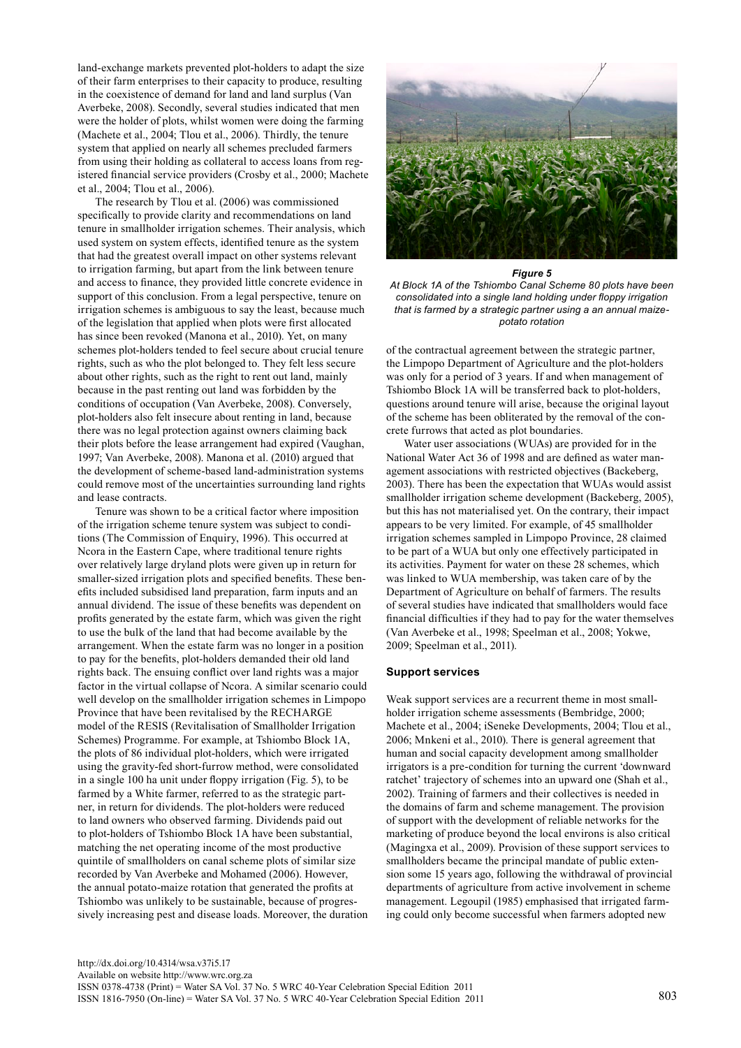land-exchange markets prevented plot-holders to adapt the size of their farm enterprises to their capacity to produce, resulting in the coexistence of demand for land and land surplus (Van Averbeke, 2008). Secondly, several studies indicated that men were the holder of plots, whilst women were doing the farming (Machete et al., 2004; Tlou et al., 2006). Thirdly, the tenure system that applied on nearly all schemes precluded farmers from using their holding as collateral to access loans from registered financial service providers (Crosby et al., 2000; Machete et al., 2004; Tlou et al., 2006).

The research by Tlou et al. (2006) was commissioned specifically to provide clarity and recommendations on land tenure in smallholder irrigation schemes. Their analysis, which used system on system effects, identified tenure as the system that had the greatest overall impact on other systems relevant to irrigation farming, but apart from the link between tenure and access to finance, they provided little concrete evidence in support of this conclusion. From a legal perspective, tenure on irrigation schemes is ambiguous to say the least, because much of the legislation that applied when plots were first allocated has since been revoked (Manona et al., 2010). Yet, on many schemes plot-holders tended to feel secure about crucial tenure rights, such as who the plot belonged to. They felt less secure about other rights, such as the right to rent out land, mainly because in the past renting out land was forbidden by the conditions of occupation (Van Averbeke, 2008). Conversely, plot-holders also felt insecure about renting in land, because there was no legal protection against owners claiming back their plots before the lease arrangement had expired (Vaughan, 1997; Van Averbeke, 2008). Manona et al. (2010) argued that the development of scheme-based land-administration systems could remove most of the uncertainties surrounding land rights and lease contracts.

Tenure was shown to be a critical factor where imposition of the irrigation scheme tenure system was subject to conditions (The Commission of Enquiry, 1996). This occurred at Ncora in the Eastern Cape, where traditional tenure rights over relatively large dryland plots were given up in return for smaller-sized irrigation plots and specified benefits. These benefits included subsidised land preparation, farm inputs and an annual dividend. The issue of these benefits was dependent on profits generated by the estate farm, which was given the right to use the bulk of the land that had become available by the arrangement. When the estate farm was no longer in a position to pay for the benefits, plot-holders demanded their old land rights back. The ensuing conflict over land rights was a major factor in the virtual collapse of Ncora. A similar scenario could well develop on the smallholder irrigation schemes in Limpopo Province that have been revitalised by the RECHARGE model of the RESIS (Revitalisation of Smallholder Irrigation Schemes) Programme. For example, at Tshiombo Block 1A, the plots of 86 individual plot-holders, which were irrigated using the gravity-fed short-furrow method, were consolidated in a single 100 ha unit under floppy irrigation (Fig. 5), to be farmed by a White farmer, referred to as the strategic partner, in return for dividends. The plot-holders were reduced to land owners who observed farming. Dividends paid out to plot-holders of Tshiombo Block 1A have been substantial, matching the net operating income of the most productive quintile of smallholders on canal scheme plots of similar size recorded by Van Averbeke and Mohamed (2006). However, the annual potato-maize rotation that generated the profits at Tshiombo was unlikely to be sustainable, because of progressively increasing pest and disease loads. Moreover, the duration of the contractual agreement between the strategic partner, the Limpopo Department of Agriculture and the plot-holders was only for a period of 3 years. If and when management of Tshiombo Block 1A will be transferred back to plot-holders, questions around tenure will arise, because the original layout of the scheme has been obliterated by the removal of the concrete furrows that acted as plot boundaries.

***Figure 5***
*At Block 1A of the Tshiombo Canal Scheme 80 plots have been consolidated into a single land holding under floppy irrigation that is farmed by a strategic partner using a an annual maize-potato rotation*

Water user associations (WUAs) are provided for in the National Water Act 36 of 1998 and are defined as water management associations with restricted objectives (Backeberg, 2003). There has been the expectation that WUAs would assist smallholder irrigation scheme development (Backeberg, 2005), but this has not materialised yet. On the contrary, their impact appears to be very limited. For example, of 45 smallholder irrigation schemes sampled in Limpopo Province, 28 claimed to be part of a WUA but only one effectively participated in its activities. Payment for water on these 28 schemes, which was linked to WUA membership, was taken care of by the Department of Agriculture on behalf of farmers. The results of several studies have indicated that smallholders would face financial difficulties if they had to pay for the water themselves (Van Averbeke et al., 1998; Speelman et al., 2008; Yokwe, 2009; Speelman et al., 2011).

#### Support services

Weak support services are a recurrent theme in most smallholder irrigation scheme assessments (Bembridge, 2000; Machete et al., 2004; iSeneke Developments, 2004; Tlou et al., 2006; Mnkeni et al., 2010). There is general agreement that human and social capacity development among smallholder irrigators is a pre-condition for turning the current 'downward ratchet' trajectory of schemes into an upward one (Shah et al., 2002). Training of farmers and their collectives is needed in the domains of farm and scheme management. The provision of support with the development of reliable networks for the marketing of produce beyond the local environs is also critical (Magingxa et al., 2009). Provision of these support services to smallholders became the principal mandate of public extension some 15 years ago, following the withdrawal of provincial departments of agriculture from active involvement in scheme management. Legoupil (1985) emphasised that irrigated farming could only become successful when farmers adopted new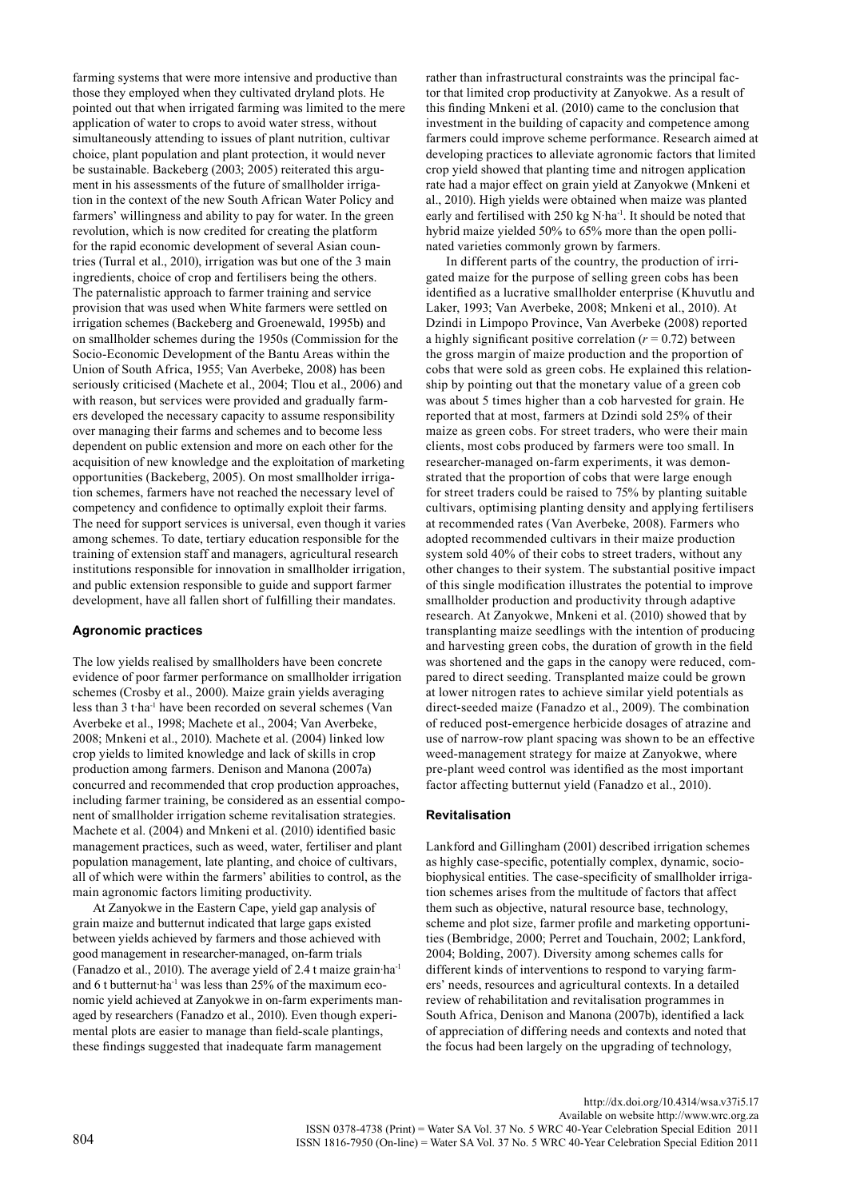farming systems that were more intensive and productive than those they employed when they cultivated dryland plots. He pointed out that when irrigated farming was limited to the mere application of water to crops to avoid water stress, without simultaneously attending to issues of plant nutrition, cultivar choice, plant population and plant protection, it would never be sustainable. Backeberg (2003; 2005) reiterated this argument in his assessments of the future of smallholder irrigation in the context of the new South African Water Policy and farmers' willingness and ability to pay for water. In the green revolution, which is now credited for creating the platform for the rapid economic development of several Asian countries (Turral et al., 2010), irrigation was but one of the 3 main ingredients, choice of crop and fertilisers being the others. The paternalistic approach to farmer training and service provision that was used when White farmers were settled on irrigation schemes (Backeberg and Groenewald, 1995b) and on smallholder schemes during the 1950s (Commission for the Socio-Economic Development of the Bantu Areas within the Union of South Africa, 1955; Van Averbeke, 2008) has been seriously criticised (Machete et al., 2004; Tlou et al., 2006) and with reason, but services were provided and gradually farmers developed the necessary capacity to assume responsibility over managing their farms and schemes and to become less dependent on public extension and more on each other for the acquisition of new knowledge and the exploitation of marketing opportunities (Backeberg, 2005). On most smallholder irrigation schemes, farmers have not reached the necessary level of competency and confidence to optimally exploit their farms. The need for support services is universal, even though it varies among schemes. To date, tertiary education responsible for the training of extension staff and managers, agricultural research institutions responsible for innovation in smallholder irrigation, and public extension responsible to guide and support farmer development, have all fallen short of fulfilling their mandates.

### Agronomic practices

The low yields realised by smallholders have been concrete evidence of poor farmer performance on smallholder irrigation schemes (Crosby et al., 2000). Maize grain yields averaging less than 3 t·ha$^{-1}$ have been recorded on several schemes (Van Averbeke et al., 1998; Machete et al., 2004; Van Averbeke, 2008; Mnkeni et al., 2010). Machete et al. (2004) linked low crop yields to limited knowledge and lack of skills in crop production among farmers. Denison and Manona (2007a) concurred and recommended that crop production approaches, including farmer training, be considered as an essential component of smallholder irrigation scheme revitalisation strategies. Machete et al. (2004) and Mnkeni et al. (2010) identified basic management practices, such as weed, water, fertiliser and plant population management, late planting, and choice of cultivars, all of which were within the farmers' abilities to control, as the main agronomic factors limiting productivity.

At Zanyokwe in the Eastern Cape, yield gap analysis of grain maize and butternut indicated that large gaps existed between yields achieved by farmers and those achieved with good management in researcher-managed, on-farm trials (Fanadzo et al., 2010). The average yield of 2.4 t maize grain·ha$^{-1}$ and 6 t butternut·ha$^{-1}$ was less than 25% of the maximum economic yield achieved at Zanyokwe in on-farm experiments managed by researchers (Fanadzo et al., 2010). Even though experimental plots are easier to manage than field-scale plantings, these findings suggested that inadequate farm management rather than infrastructural constraints was the principal factor that limited crop productivity at Zanyokwe. As a result of this finding Mnkeni et al. (2010) came to the conclusion that investment in the building of capacity and competence among farmers could improve scheme performance. Research aimed at developing practices to alleviate agronomic factors that limited crop yield showed that planting time and nitrogen application rate had a major effect on grain yield at Zanyokwe (Mnkeni et al., 2010). High yields were obtained when maize was planted early and fertilised with 250 kg N·ha$^{-1}$. It should be noted that hybrid maize yielded 50% to 65% more than the open pollinated varieties commonly grown by farmers.

In different parts of the country, the production of irrigated maize for the purpose of selling green cobs has been identified as a lucrative smallholder enterprise (Khuvutlu and Laker, 1993; Van Averbeke, 2008; Mnkeni et al., 2010). At Dzindi in Limpopo Province, Van Averbeke (2008) reported a highly significant positive correlation ($r = 0.72$) between the gross margin of maize production and the proportion of cobs that were sold as green cobs. He explained this relationship by pointing out that the monetary value of a green cob was about 5 times higher than a cob harvested for grain. He reported that at most, farmers at Dzindi sold 25% of their maize as green cobs. For street traders, who were their main clients, most cobs produced by farmers were too small. In researcher-managed on-farm experiments, it was demonstrated that the proportion of cobs that were large enough for street traders could be raised to 75% by planting suitable cultivars, optimising planting density and applying fertilisers at recommended rates (Van Averbeke, 2008). Farmers who adopted recommended cultivars in their maize production system sold 40% of their cobs to street traders, without any other changes to their system. The substantial positive impact of this single modification illustrates the potential to improve smallholder production and productivity through adaptive research. At Zanyokwe, Mnkeni et al. (2010) showed that by transplanting maize seedlings with the intention of producing and harvesting green cobs, the duration of growth in the field was shortened and the gaps in the canopy were reduced, compared to direct seeding. Transplanted maize could be grown at lower nitrogen rates to achieve similar yield potentials as direct-seeded maize (Fanadzo et al., 2009). The combination of reduced post-emergence herbicide dosages of atrazine and use of narrow-row plant spacing was shown to be an effective weed-management strategy for maize at Zanyokwe, where pre-plant weed control was identified as the most important factor affecting butternut yield (Fanadzo et al., 2010).

### Revitalisation

Lankford and Gillingham (2001) described irrigation schemes as highly case-specific, potentially complex, dynamic, socio-biophysical entities. The case-specificity of smallholder irrigation schemes arises from the multitude of factors that affect them such as objective, natural resource base, technology, scheme and plot size, farmer profile and marketing opportunities (Bembridge, 2000; Perret and Touchain, 2002; Lankford, 2004; Bolding, 2007). Diversity among schemes calls for different kinds of interventions to respond to varying farmers' needs, resources and agricultural contexts. In a detailed review of rehabilitation and revitalisation programmes in South Africa, Denison and Manona (2007b), identified a lack of appreciation of differing needs and contexts and noted that the focus had been largely on the upgrading of technology,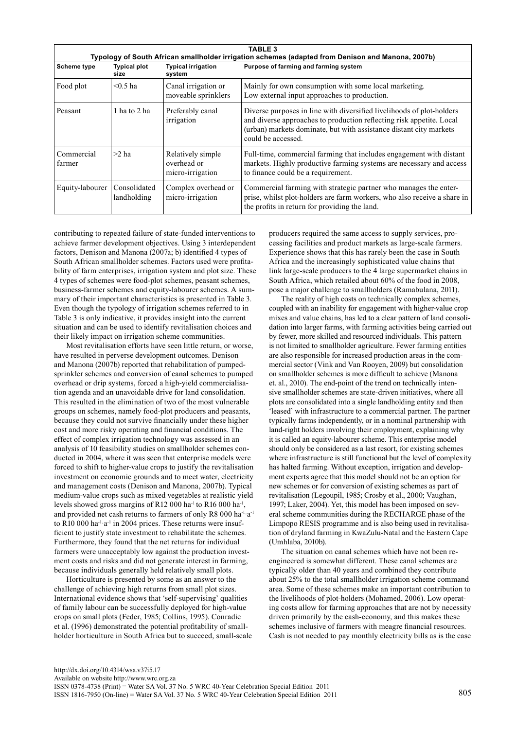**TABLE 3**
**Typology of South African smallholder irrigation schemes (adapted from Denison and Manona, 2007b)**

| Scheme type | Typical plot size | Typical irrigation system | Purpose of farming and farming system |
|---|---|---|---|
| Food plot | <0.5 ha | Canal irrigation or moveable sprinklers | Mainly for own consumption with some local marketing. Low external input approaches to production. |
| Peasant | 1 ha to 2 ha | Preferably canal irrigation | Diverse purposes in line with diversified livelihoods of plot-holders and diverse approaches to production reflecting risk appetite. Local (urban) markets dominate, but with assistance distant city markets could be accessed. |
| Commercial farmer | >2 ha | Relatively simple overhead or micro-irrigation | Full-time, commercial farming that includes engagement with distant markets. Highly productive farming systems are necessary and access to finance could be a requirement. |
| Equity-labourer | Consolidated landholding | Complex overhead or micro-irrigation | Commercial farming with strategic partner who manages the enterprise, whilst plot-holders are farm workers, who also receive a share in the profits in return for providing the land. |

contributing to repeated failure of state-funded interventions to achieve farmer development objectives. Using 3 interdependent factors, Denison and Manona (2007a; b) identified 4 types of South African smallholder schemes. Factors used were profitability of farm enterprises, irrigation system and plot size. These 4 types of schemes were food-plot schemes, peasant schemes, business-farmer schemes and equity-labourer schemes. A summary of their important characteristics is presented in Table 3. Even though the typology of irrigation schemes referred to in Table 3 is only indicative, it provides insight into the current situation and can be used to identify revitalisation choices and their likely impact on irrigation scheme communities.

Most revitalisation efforts have seen little return, or worse, have resulted in perverse development outcomes. Denison and Manona (2007b) reported that rehabilitation of pumped-sprinkler schemes and conversion of canal schemes to pumped overhead or drip systems, forced a high-yield commercialisation agenda and an unavoidable drive for land consolidation. This resulted in the elimination of two of the most vulnerable groups on schemes, namely food-plot producers and peasants, because they could not survive financially under these higher cost and more risky operating and financial conditions. The effect of complex irrigation technology was assessed in an analysis of 10 feasibility studies on smallholder schemes conducted in 2004, where it was seen that enterprise models were forced to shift to higher-value crops to justify the revitalisation investment on economic grounds and to meet water, electricity and management costs (Denison and Manona, 2007b). Typical medium-value crops such as mixed vegetables at realistic yield levels showed gross margins of R12 000 $ha^{-1}$ to R16 000 $ha^{-1}$, and provided net cash returns to farmers of only R8 000 $ha^{-1}{\cdot}a^{-1}$ to R10 000 $ha^{-1}{\cdot}a^{-1}$ in 2004 prices. These returns were insufficient to justify state investment to rehabilitate the schemes. Furthermore, they found that the net returns for individual farmers were unacceptably low against the production investment costs and risks and did not generate interest in farming, because individuals generally held relatively small plots.

Horticulture is presented by some as an answer to the challenge of achieving high returns from small plot sizes. International evidence shows that 'self-supervising' qualities of family labour can be successfully deployed for high-value crops on small plots (Feder, 1985; Collins, 1995). Conradie et al. (1996) demonstrated the potential profitability of smallholder horticulture in South Africa but to succeed, small-scale producers required the same access to supply services, processing facilities and product markets as large-scale farmers. Experience shows that this has rarely been the case in South Africa and the increasingly sophisticated value chains that link large-scale producers to the 4 large supermarket chains in South Africa, which retailed about 60% of the food in 2008, pose a major challenge to smallholders (Ramabulana, 2011).

The reality of high costs on technically complex schemes, coupled with an inability for engagement with higher-value crop mixes and value chains, has led to a clear pattern of land consolidation into larger farms, with farming activities being carried out by fewer, more skilled and resourced individuals. This pattern is not limited to smallholder agriculture. Fewer farming entities are also responsible for increased production areas in the commercial sector (Vink and Van Rooyen, 2009) but consolidation on smallholder schemes is more difficult to achieve (Manona et. al., 2010). The end-point of the trend on technically intensive smallholder schemes are state-driven initiatives, where all plots are consolidated into a single landholding entity and then 'leased' with infrastructure to a commercial partner. The partner typically farms independently, or in a nominal partnership with land-right holders involving their employment, explaining why it is called an equity-labourer scheme. This enterprise model should only be considered as a last resort, for existing schemes where infrastructure is still functional but the level of complexity has halted farming. Without exception, irrigation and development experts agree that this model should not be an option for new schemes or for conversion of existing schemes as part of revitalisation (Legoupil, 1985; Crosby et al., 2000; Vaughan, 1997; Laker, 2004). Yet, this model has been imposed on several scheme communities during the RECHARGE phase of the Limpopo RESIS programme and is also being used in revitalisation of dryland farming in KwaZulu-Natal and the Eastern Cape (Umhlaba, 2010b).

The situation on canal schemes which have not been re-engineered is somewhat different. These canal schemes are typically older than 40 years and combined they contribute about 25% to the total smallholder irrigation scheme command area. Some of these schemes make an important contribution to the livelihoods of plot-holders (Mohamed, 2006). Low operating costs allow for farming approaches that are not by necessity driven primarily by the cash-economy, and this makes these schemes inclusive of farmers with meagre financial resources. Cash is not needed to pay monthly electricity bills as is the case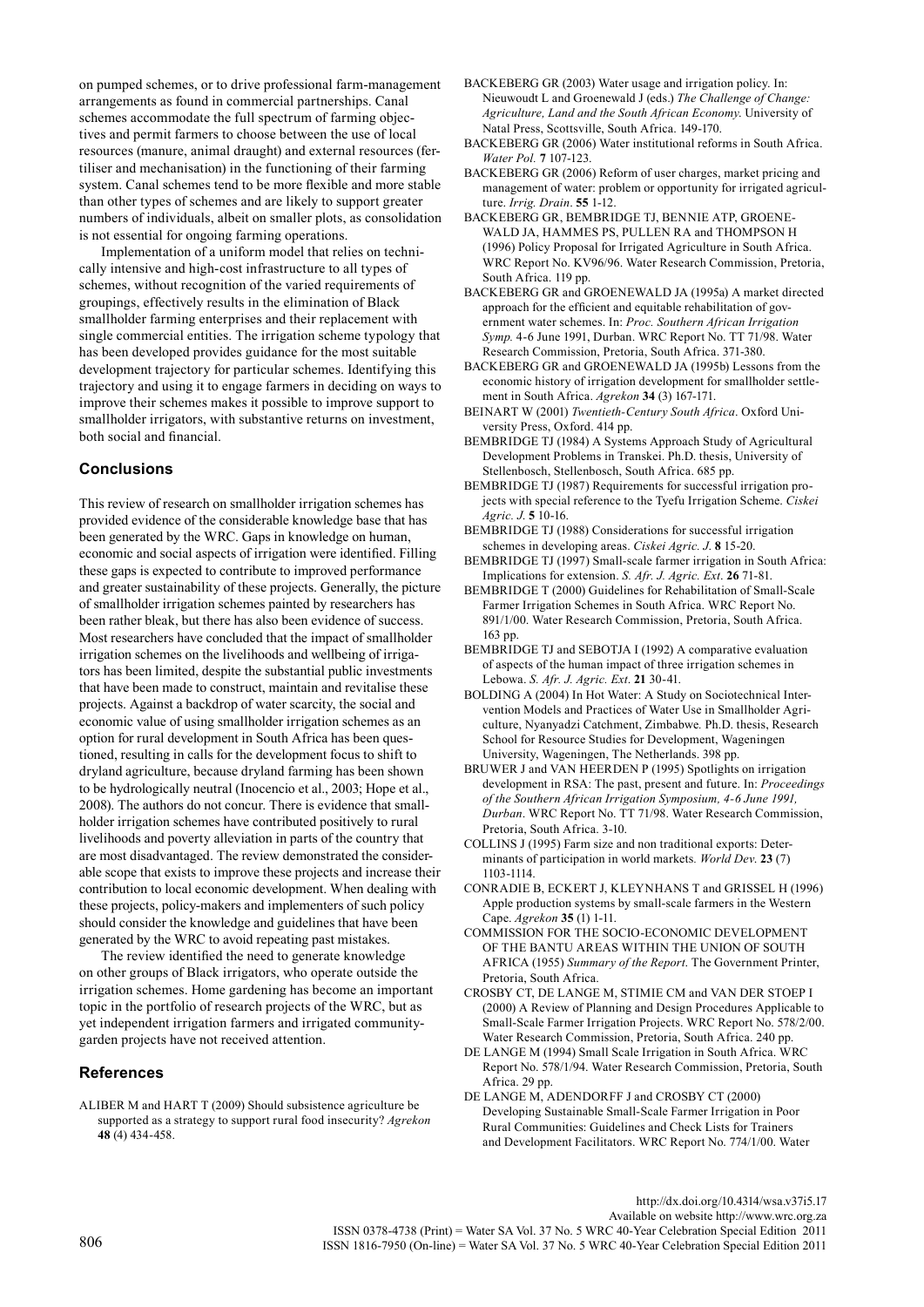on pumped schemes, or to drive professional farm-management arrangements as found in commercial partnerships. Canal schemes accommodate the full spectrum of farming objectives and permit farmers to choose between the use of local resources (manure, animal draught) and external resources (fertiliser and mechanisation) in the functioning of their farming system. Canal schemes tend to be more flexible and more stable than other types of schemes and are likely to support greater numbers of individuals, albeit on smaller plots, as consolidation is not essential for ongoing farming operations.

Implementation of a uniform model that relies on technically intensive and high-cost infrastructure to all types of schemes, without recognition of the varied requirements of groupings, effectively results in the elimination of Black smallholder farming enterprises and their replacement with single commercial entities. The irrigation scheme typology that has been developed provides guidance for the most suitable development trajectory for particular schemes. Identifying this trajectory and using it to engage farmers in deciding on ways to improve their schemes makes it possible to improve support to smallholder irrigators, with substantive returns on investment, both social and financial.

## Conclusions

This review of research on smallholder irrigation schemes has provided evidence of the considerable knowledge base that has been generated by the WRC. Gaps in knowledge on human, economic and social aspects of irrigation were identified. Filling these gaps is expected to contribute to improved performance and greater sustainability of these projects. Generally, the picture of smallholder irrigation schemes painted by researchers has been rather bleak, but there has also been evidence of success. Most researchers have concluded that the impact of smallholder irrigation schemes on the livelihoods and wellbeing of irrigators has been limited, despite the substantial public investments that have been made to construct, maintain and revitalise these projects. Against a backdrop of water scarcity, the social and economic value of using smallholder irrigation schemes as an option for rural development in South Africa has been questioned, resulting in calls for the development focus to shift to dryland agriculture, because dryland farming has been shown to be hydrologically neutral (Inocencio et al., 2003; Hope et al., 2008). The authors do not concur. There is evidence that smallholder irrigation schemes have contributed positively to rural livelihoods and poverty alleviation in parts of the country that are most disadvantaged. The review demonstrated the considerable scope that exists to improve these projects and increase their contribution to local economic development. When dealing with these projects, policy-makers and implementers of such policy should consider the knowledge and guidelines that have been generated by the WRC to avoid repeating past mistakes.

The review identified the need to generate knowledge on other groups of Black irrigators, who operate outside the irrigation schemes. Home gardening has become an important topic in the portfolio of research projects of the WRC, but as yet independent irrigation farmers and irrigated community-garden projects have not received attention.

## References

ALIBER M and HART T (2009) Should subsistence agriculture be supported as a strategy to support rural food insecurity? *Agrekon* **48** (4) 434-458.

BACKEBERG GR (2003) Water usage and irrigation policy. In: Nieuwoudt L and Groenewald J (eds.) *The Challenge of Change: Agriculture, Land and the South African Economy*. University of Natal Press, Scottsville, South Africa. 149-170.

BACKEBERG GR (2006) Water institutional reforms in South Africa. *Water Pol.* **7** 107-123.

BACKEBERG GR (2006) Reform of user charges, market pricing and management of water: problem or opportunity for irrigated agriculture. *Irrig. Drain*. **55** 1-12.

BACKEBERG GR, BEMBRIDGE TJ, BENNIE ATP, GROENEWALD JA, HAMMES PS, PULLEN RA and THOMPSON H (1996) Policy Proposal for Irrigated Agriculture in South Africa. WRC Report No. KV96/96. Water Research Commission, Pretoria, South Africa. 119 pp.

BACKEBERG GR and GROENEWALD JA (1995a) A market directed approach for the efficient and equitable rehabilitation of government water schemes. In: *Proc. Southern African Irrigation Symp.* 4-6 June 1991, Durban. WRC Report No. TT 71/98. Water Research Commission, Pretoria, South Africa. 371-380.

BACKEBERG GR and GROENEWALD JA (1995b) Lessons from the economic history of irrigation development for smallholder settlement in South Africa. *Agrekon* **34** (3) 167-171.

BEINART W (2001) *Twentieth-Century South Africa*. Oxford University Press, Oxford. 414 pp.

BEMBRIDGE TJ (1984) A Systems Approach Study of Agricultural Development Problems in Transkei. Ph.D. thesis, University of Stellenbosch, Stellenbosch, South Africa. 685 pp.

BEMBRIDGE TJ (1987) Requirements for successful irrigation projects with special reference to the Tyefu Irrigation Scheme. *Ciskei Agric. J.* **5** 10-16.

BEMBRIDGE TJ (1988) Considerations for successful irrigation schemes in developing areas. *Ciskei Agric. J.* **8** 15-20.

BEMBRIDGE TJ (1997) Small-scale farmer irrigation in South Africa: Implications for extension. *S. Afr. J. Agric. Ext*. **26** 71-81.

BEMBRIDGE T (2000) Guidelines for Rehabilitation of Small-Scale Farmer Irrigation Schemes in South Africa. WRC Report No. 891/1/00. Water Research Commission, Pretoria, South Africa. 163 pp.

BEMBRIDGE TJ and SEBOTJA I (1992) A comparative evaluation of aspects of the human impact of three irrigation schemes in Lebowa. *S. Afr. J. Agric. Ext*. **21** 30-41.

BOLDING A (2004) In Hot Water: A Study on Sociotechnical Intervention Models and Practices of Water Use in Smallholder Agriculture, Nyanyadzi Catchment, Zimbabwe*.* Ph.D. thesis, Research School for Resource Studies for Development, Wageningen University, Wageningen, The Netherlands. 398 pp.

BRUWER J and VAN HEERDEN P (1995) Spotlights on irrigation development in RSA: The past, present and future. In: *Proceedings of the Southern African Irrigation Symposium, 4-6 June 1991, Durban*. WRC Report No. TT 71/98. Water Research Commission, Pretoria, South Africa. 3-10.

COLLINS J (1995) Farm size and non traditional exports: Determinants of participation in world markets*. World Dev.* **23** (7) 1103-1114.

CONRADIE B, ECKERT J, KLEYNHANS T and GRISSEL H (1996) Apple production systems by small-scale farmers in the Western Cape. *Agrekon* **35** (1) 1-11.

COMMISSION FOR THE SOCIO-ECONOMIC DEVELOPMENT OF THE BANTU AREAS WITHIN THE UNION OF SOUTH AFRICA (1955) *Summary of the Report*. The Government Printer, Pretoria, South Africa.

CROSBY CT, DE LANGE M, STIMIE CM and VAN DER STOEP I (2000) A Review of Planning and Design Procedures Applicable to Small-Scale Farmer Irrigation Projects. WRC Report No. 578/2/00. Water Research Commission, Pretoria, South Africa. 240 pp.

DE LANGE M (1994) Small Scale Irrigation in South Africa. WRC Report No. 578/1/94. Water Research Commission, Pretoria, South Africa. 29 pp.

DE LANGE M, ADENDORFF J and CROSBY CT (2000) Developing Sustainable Small-Scale Farmer Irrigation in Poor Rural Communities: Guidelines and Check Lists for Trainers and Development Facilitators. WRC Report No. 774/1/00. Water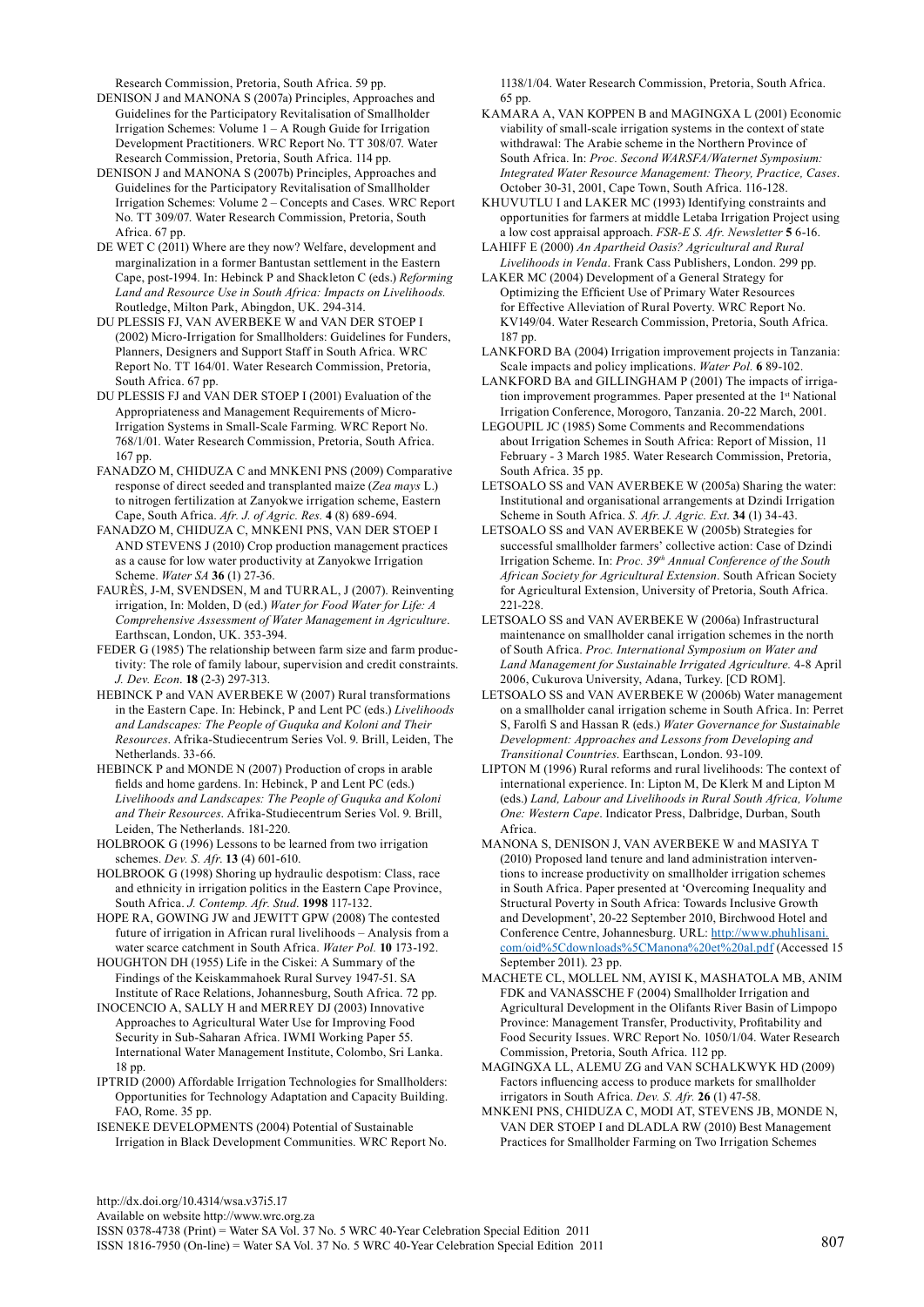Research Commission, Pretoria, South Africa. 59 pp.

DENISON J and MANONA S (2007a) Principles, Approaches and Guidelines for the Participatory Revitalisation of Smallholder Irrigation Schemes: Volume 1 – A Rough Guide for Irrigation Development Practitioners. WRC Report No. TT 308/07. Water Research Commission, Pretoria, South Africa. 114 pp.

DENISON J and MANONA S (2007b) Principles, Approaches and Guidelines for the Participatory Revitalisation of Smallholder Irrigation Schemes: Volume 2 – Concepts and Cases. WRC Report No. TT 309/07. Water Research Commission, Pretoria, South Africa. 67 pp.

DE WET C (2011) Where are they now? Welfare, development and marginalization in a former Bantustan settlement in the Eastern Cape, post-1994. In: Hebinck P and Shackleton C (eds.) *Reforming Land and Resource Use in South Africa: Impacts on Livelihoods.* Routledge, Milton Park, Abingdon, UK. 294-314.

DU PLESSIS FJ, VAN AVERBEKE W and VAN DER STOEP I (2002) Micro-Irrigation for Smallholders: Guidelines for Funders, Planners, Designers and Support Staff in South Africa. WRC Report No. TT 164/01. Water Research Commission, Pretoria, South Africa. 67 pp.

DU PLESSIS FJ and VAN DER STOEP I (2001) Evaluation of the Appropriateness and Management Requirements of Micro-Irrigation Systems in Small-Scale Farming. WRC Report No. 768/1/01. Water Research Commission, Pretoria, South Africa. 167 pp.

FANADZO M, CHIDUZA C and MNKENI PNS (2009) Comparative response of direct seeded and transplanted maize (*Zea mays* L.) to nitrogen fertilization at Zanyokwe irrigation scheme, Eastern Cape, South Africa. *Afr. J. of Agric. Res.* **4** (8) 689-694.

FANADZO M, CHIDUZA C, MNKENI PNS, VAN DER STOEP I AND STEVENS J (2010) Crop production management practices as a cause for low water productivity at Zanyokwe Irrigation Scheme. *Water SA* **36** (1) 27-36.

FAURÈS, J-M, SVENDSEN, M and TURRAL, J (2007). Reinventing irrigation, In: Molden, D (ed.) *Water for Food Water for Life: A Comprehensive Assessment of Water Management in Agriculture*. Earthscan, London, UK. 353-394.

FEDER G (1985) The relationship between farm size and farm productivity: The role of family labour, supervision and credit constraints. *J. Dev. Econ.* **18** (2-3) 297-313.

HEBINCK P and VAN AVERBEKE W (2007) Rural transformations in the Eastern Cape. In: Hebinck, P and Lent PC (eds.) *Livelihoods and Landscapes: The People of Guquka and Koloni and Their Resources*. Afrika-Studiecentrum Series Vol. 9. Brill, Leiden, The Netherlands. 33-66.

HEBINCK P and MONDE N (2007) Production of crops in arable fields and home gardens. In: Hebinck, P and Lent PC (eds.) *Livelihoods and Landscapes: The People of Guquka and Koloni and Their Resources*. Afrika-Studiecentrum Series Vol. 9. Brill, Leiden, The Netherlands. 181-220.

HOLBROOK G (1996) Lessons to be learned from two irrigation schemes. *Dev. S. Afr.* **13** (4) 601-610.

HOLBROOK G (1998) Shoring up hydraulic despotism: Class, race and ethnicity in irrigation politics in the Eastern Cape Province, South Africa. *J. Contemp. Afr. Stud*. **1998** 117-132.

HOPE RA, GOWING JW and JEWITT GPW (2008) The contested future of irrigation in African rural livelihoods – Analysis from a water scarce catchment in South Africa. *Water Pol.* **10** 173-192.

HOUGHTON DH (1955) Life in the Ciskei: A Summary of the Findings of the Keiskammahoek Rural Survey 1947-51. SA Institute of Race Relations, Johannesburg, South Africa. 72 pp.

INOCENCIO A, SALLY H and MERREY DJ (2003) Innovative Approaches to Agricultural Water Use for Improving Food Security in Sub-Saharan Africa. IWMI Working Paper 55. International Water Management Institute, Colombo, Sri Lanka. 18 pp.

IPTRID (2000) Affordable Irrigation Technologies for Smallholders: Opportunities for Technology Adaptation and Capacity Building. FAO, Rome. 35 pp.

ISENEKE DEVELOPMENTS (2004) Potential of Sustainable Irrigation in Black Development Communities. WRC Report No. 1138/1/04. Water Research Commission, Pretoria, South Africa. 65 pp.

KAMARA A, VAN KOPPEN B and MAGINGXA L (2001) Economic viability of small-scale irrigation systems in the context of state withdrawal: The Arabie scheme in the Northern Province of South Africa. In: *Proc. Second WARSFA/Waternet Symposium: Integrated Water Resource Management: Theory, Practice, Cases*. October 30-31, 2001, Cape Town, South Africa. 116-128.

KHUVUTLU I and LAKER MC (1993) Identifying constraints and opportunities for farmers at middle Letaba Irrigation Project using a low cost appraisal approach. *FSR-E S. Afr. Newsletter* **5** 6-16.

LAHIFF E (2000) *An Apartheid Oasis? Agricultural and Rural Livelihoods in Venda*. Frank Cass Publishers, London. 299 pp.

LAKER MC (2004) Development of a General Strategy for Optimizing the Efficient Use of Primary Water Resources for Effective Alleviation of Rural Poverty. WRC Report No. KV149/04. Water Research Commission, Pretoria, South Africa. 187 pp.

LANKFORD BA (2004) Irrigation improvement projects in Tanzania: Scale impacts and policy implications. *Water Pol.* **6** 89-102.

LANKFORD BA and GILLINGHAM P (2001) The impacts of irrigation improvement programmes. Paper presented at the 1st National Irrigation Conference, Morogoro, Tanzania. 20-22 March, 2001.

LEGOUPIL JC (1985) Some Comments and Recommendations about Irrigation Schemes in South Africa: Report of Mission, 11 February - 3 March 1985. Water Research Commission, Pretoria, South Africa. 35 pp.

LETSOALO SS and VAN AVERBEKE W (2005a) Sharing the water: Institutional and organisational arrangements at Dzindi Irrigation Scheme in South Africa. *S. Afr. J. Agric. Ext*. **34** (1) 34-43.

LETSOALO SS and VAN AVERBEKE W (2005b) Strategies for successful smallholder farmers' collective action: Case of Dzindi Irrigation Scheme. In: *Proc. 39th Annual Conference of the South African Society for Agricultural Extension*. South African Society for Agricultural Extension, University of Pretoria, South Africa. 221-228.

LETSOALO SS and VAN AVERBEKE W (2006a) Infrastructural maintenance on smallholder canal irrigation schemes in the north of South Africa. *Proc. International Symposium on Water and Land Management for Sustainable Irrigated Agriculture.* 4-8 April 2006, Cukurova University, Adana, Turkey. [CD ROM].

LETSOALO SS and VAN AVERBEKE W (2006b) Water management on a smallholder canal irrigation scheme in South Africa. In: Perret S, Farolfi S and Hassan R (eds.) *Water Governance for Sustainable Development: Approaches and Lessons from Developing and Transitional Countries.* Earthscan, London. 93-109.

LIPTON M (1996) Rural reforms and rural livelihoods: The context of international experience. In: Lipton M, De Klerk M and Lipton M (eds.) *Land, Labour and Livelihoods in Rural South Africa, Volume One: Western Cape*. Indicator Press, Dalbridge, Durban, South Africa.

MANONA S, DENISON J, VAN AVERBEKE W and MASIYA T (2010) Proposed land tenure and land administration interventions to increase productivity on smallholder irrigation schemes in South Africa. Paper presented at 'Overcoming Inequality and Structural Poverty in South Africa: Towards Inclusive Growth and Development', 20-22 September 2010, Birchwood Hotel and Conference Centre, Johannesburg. URL: http://www.phuhlisani.com/oid%5Cdownloads%5CManona%20et%20al.pdf (Accessed 15 September 2011). 23 pp.

MACHETE CL, MOLLEL NM, AYISI K, MASHATOLA MB, ANIM FDK and VANASSCHE F (2004) Smallholder Irrigation and Agricultural Development in the Olifants River Basin of Limpopo Province: Management Transfer, Productivity, Profitability and Food Security Issues. WRC Report No. 1050/1/04. Water Research Commission, Pretoria, South Africa. 112 pp.

MAGINGXA LL, ALEMU ZG and VAN SCHALKWYK HD (2009) Factors influencing access to produce markets for smallholder irrigators in South Africa. *Dev. S. Afr.* **26** (1) 47-58.

MNKENI PNS, CHIDUZA C, MODI AT, STEVENS JB, MONDE N, VAN DER STOEP I and DLADLA RW (2010) Best Management Practices for Smallholder Farming on Two Irrigation Schemes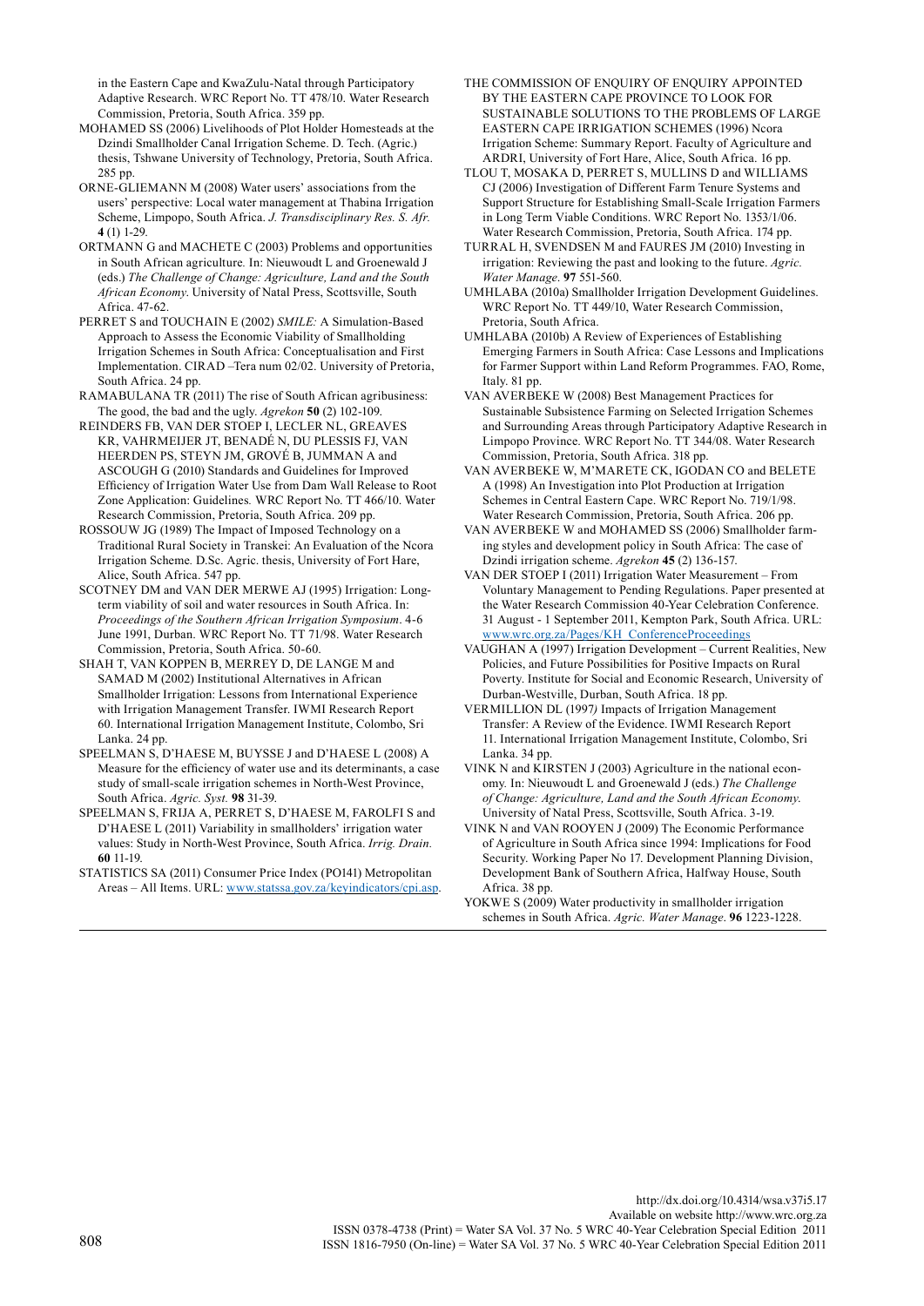in the Eastern Cape and KwaZulu-Natal through Participatory Adaptive Research. WRC Report No. TT 478/10. Water Research Commission, Pretoria, South Africa. 359 pp.

MOHAMED SS (2006) Livelihoods of Plot Holder Homesteads at the Dzindi Smallholder Canal Irrigation Scheme. D. Tech. (Agric.) thesis, Tshwane University of Technology, Pretoria, South Africa. 285 pp.

ORNE-GLIEMANN M (2008) Water users' associations from the users' perspective: Local water management at Thabina Irrigation Scheme, Limpopo, South Africa. *J. Transdisciplinary Res. S. Afr.* **4** (1) 1-29.

ORTMANN G and MACHETE C (2003) Problems and opportunities in South African agriculture. In: Nieuwoudt L and Groenewald J (eds.) *The Challenge of Change: Agriculture, Land and the South African Economy*. University of Natal Press, Scottsville, South Africa. 47-62.

PERRET S and TOUCHAIN E (2002) *SMILE:* A Simulation-Based Approach to Assess the Economic Viability of Smallholding Irrigation Schemes in South Africa: Conceptualisation and First Implementation. CIRAD –Tera num 02/02. University of Pretoria, South Africa. 24 pp.

RAMABULANA TR (2011) The rise of South African agribusiness: The good, the bad and the ugly. *Agrekon* **50** (2) 102-109.

REINDERS FB, VAN DER STOEP I, LECLER NL, GREAVES KR, VAHRMEIJER JT, BENADÉ N, DU PLESSIS FJ, VAN HEERDEN PS, STEYN JM, GROVÉ B, JUMMAN A and ASCOUGH G (2010) Standards and Guidelines for Improved Efficiency of Irrigation Water Use from Dam Wall Release to Root Zone Application: Guidelines*.* WRC Report No. TT 466/10. Water Research Commission, Pretoria, South Africa. 209 pp.

ROSSOUW JG (1989) The Impact of Imposed Technology on a Traditional Rural Society in Transkei: An Evaluation of the Ncora Irrigation Scheme*.* D.Sc. Agric. thesis, University of Fort Hare, Alice, South Africa. 547 pp.

SCOTNEY DM and VAN DER MERWE AJ (1995) Irrigation: Long-term viability of soil and water resources in South Africa. In: *Proceedings of the Southern African Irrigation Symposium*. 4-6 June 1991, Durban. WRC Report No. TT 71/98. Water Research Commission, Pretoria, South Africa. 50-60.

SHAH T, VAN KOPPEN B, MERREY D, DE LANGE M and SAMAD M (2002) Institutional Alternatives in African Smallholder Irrigation: Lessons from International Experience with Irrigation Management Transfer. IWMI Research Report 60. International Irrigation Management Institute, Colombo, Sri Lanka. 24 pp.

SPEELMAN S, D'HAESE M, BUYSSE J and D'HAESE L (2008) A Measure for the efficiency of water use and its determinants, a case study of small-scale irrigation schemes in North-West Province, South Africa. *Agric. Syst.* **98** 31-39.

SPEELMAN S, FRIJA A, PERRET S, D'HAESE M, FAROLFI S and D'HAESE L (2011) Variability in smallholders' irrigation water values: Study in North-West Province, South Africa. *Irrig. Drain.* **60** 11-19.

STATISTICS SA (2011) Consumer Price Index (PO141) Metropolitan Areas – All Items. URL: www.statssa.gov.za/keyindicators/cpi.asp.

THE COMMISSION OF ENQUIRY OF ENQUIRY APPOINTED BY THE EASTERN CAPE PROVINCE TO LOOK FOR SUSTAINABLE SOLUTIONS TO THE PROBLEMS OF LARGE EASTERN CAPE IRRIGATION SCHEMES (1996) Ncora Irrigation Scheme: Summary Report. Faculty of Agriculture and ARDRI, University of Fort Hare, Alice, South Africa. 16 pp.

TLOU T, MOSAKA D, PERRET S, MULLINS D and WILLIAMS CJ (2006) Investigation of Different Farm Tenure Systems and Support Structure for Establishing Small-Scale Irrigation Farmers in Long Term Viable Conditions. WRC Report No. 1353/1/06. Water Research Commission, Pretoria, South Africa. 174 pp.

TURRAL H, SVENDSEN M and FAURES JM (2010) Investing in irrigation: Reviewing the past and looking to the future. *Agric. Water Manage*. **97** 551-560.

UMHLABA (2010a) Smallholder Irrigation Development Guidelines. WRC Report No. TT 449/10, Water Research Commission, Pretoria, South Africa.

UMHLABA (2010b) A Review of Experiences of Establishing Emerging Farmers in South Africa: Case Lessons and Implications for Farmer Support within Land Reform Programmes. FAO, Rome, Italy. 81 pp.

VAN AVERBEKE W (2008) Best Management Practices for Sustainable Subsistence Farming on Selected Irrigation Schemes and Surrounding Areas through Participatory Adaptive Research in Limpopo Province. WRC Report No. TT 344/08. Water Research Commission, Pretoria, South Africa. 318 pp.

VAN AVERBEKE W, M'MARETE CK, IGODAN CO and BELETE A (1998) An Investigation into Plot Production at Irrigation Schemes in Central Eastern Cape. WRC Report No. 719/1/98. Water Research Commission, Pretoria, South Africa. 206 pp.

VAN AVERBEKE W and MOHAMED SS (2006) Smallholder farming styles and development policy in South Africa: The case of Dzindi irrigation scheme. *Agrekon* **45** (2) 136-157.

VAN DER STOEP I (2011) Irrigation Water Measurement – From Voluntary Management to Pending Regulations. Paper presented at the Water Research Commission 40-Year Celebration Conference. 31 August - 1 September 2011, Kempton Park, South Africa. URL: www.wrc.org.za/Pages/KH_ConferenceProceedings

VAUGHAN A (1997) Irrigation Development – Current Realities, New Policies, and Future Possibilities for Positive Impacts on Rural Poverty. Institute for Social and Economic Research, University of Durban-Westville, Durban, South Africa. 18 pp.

VERMILLION DL (1997*)* Impacts of Irrigation Management Transfer: A Review of the Evidence. IWMI Research Report 11. International Irrigation Management Institute, Colombo, Sri Lanka. 34 pp.

VINK N and KIRSTEN J (2003) Agriculture in the national economy. In: Nieuwoudt L and Groenewald J (eds.) *The Challenge of Change: Agriculture, Land and the South African Economy.* University of Natal Press, Scottsville, South Africa. 3-19.

VINK N and VAN ROOYEN J (2009) The Economic Performance of Agriculture in South Africa since 1994: Implications for Food Security. Working Paper No 17. Development Planning Division, Development Bank of Southern Africa, Halfway House, South Africa. 38 pp.

YOKWE S (2009) Water productivity in smallholder irrigation schemes in South Africa. *Agric. Water Manage*. **96** 1223-1228.